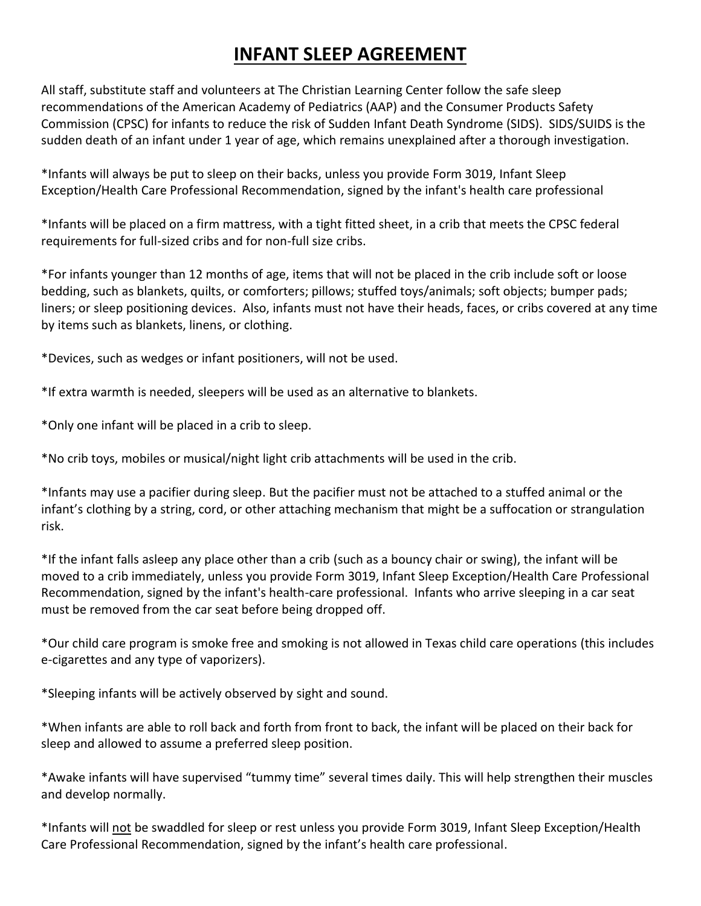# INFANT SLEEP AGREEMENT

All staff, substitute staff and volunteers at The Christian Learning Center follow the safe sleep recommendations of the American Academy of Pediatrics (AAP) and the Consumer Products Safety Commission (CPSC) for infants to reduce the risk of Sudden Infant Death Syndrome (SIDS). SIDS/SUIDS is the sudden death of an infant under 1 year of age, which remains unexplained after a thorough investigation.

*Infants will always be put to sleep on their backs, unless you provide Form 3019, Infant Sleep Exception/Health Care Professional Recommendation, signed by the infant's health care professional

*Infants will be placed on a firm mattress, with a tight fitted sheet, in a crib that meets the CPSC federal requirements for full-sized cribs and for non-full size cribs.

*For infants younger than 12 months of age, items that will not be placed in the crib include soft or loose bedding, such as blankets, quilts, or comforters; pillows; stuffed toys/animals; soft objects; bumper pads; liners; or sleep positioning devices. Also, infants must not have their heads, faces, or cribs covered at any time by items such as blankets, linens, or clothing.

*Devices, such as wedges or infant positioners, will not be used.

*If extra warmth is needed, sleepers will be used as an alternative to blankets.

*Only one infant will be placed in a crib to sleep.

*No crib toys, mobiles or musical/night light crib attachments will be used in the crib.

*Infants may use a pacifier during sleep. But the pacifier must not be attached to a stuffed animal or the infant's clothing by a string, cord, or other attaching mechanism that might be a suffocation or strangulation risk.

*If the infant falls asleep any place other than a crib (such as a bouncy chair or swing), the infant will be moved to a crib immediately, unless you provide Form 3019, Infant Sleep Exception/Health Care Professional Recommendation, signed by the infant's health-care professional. Infants who arrive sleeping in a car seat must be removed from the car seat before being dropped off.

*Our child care program is smoke free and smoking is not allowed in Texas child care operations (this includes e-cigarettes and any type of vaporizers).

*Sleeping infants will be actively observed by sight and sound.

*When infants are able to roll back and forth from front to back, the infant will be placed on their back for sleep and allowed to assume a preferred sleep position.

*Awake infants will have supervised "tummy time" several times daily. This will help strengthen their muscles and develop normally.

*Infants will <u>not</u> be swaddled for sleep or rest unless you provide Form 3019, Infant Sleep Exception/Health Care Professional Recommendation, signed by the infant's health care professional.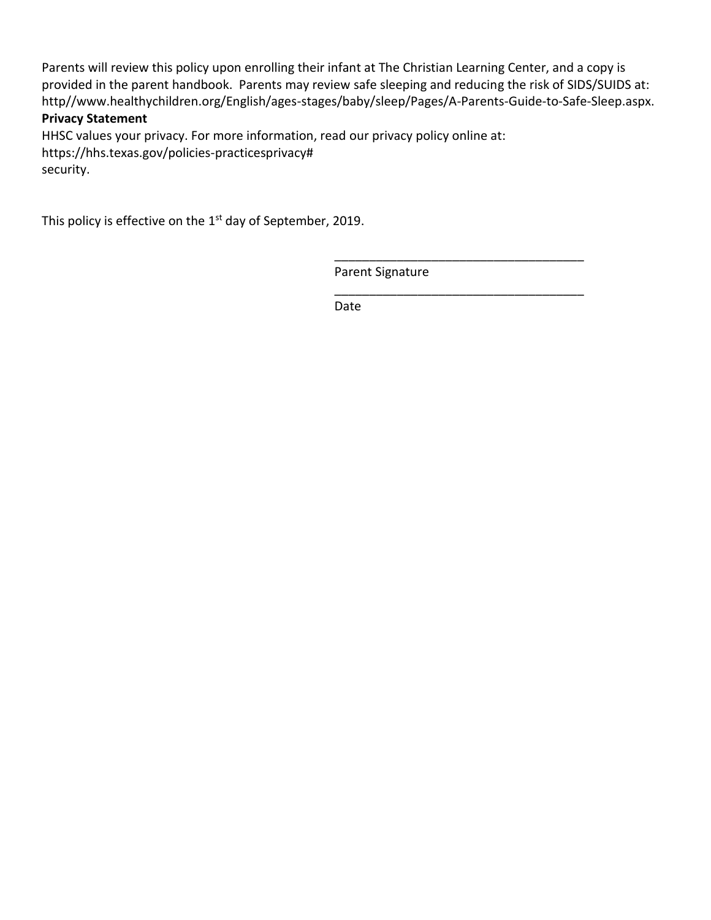Parents will review this policy upon enrolling their infant at The Christian Learning Center, and a copy is provided in the parent handbook. Parents may review safe sleeping and reducing the risk of SIDS/SUIDS at: http//www.healthychildren.org/English/ages-stages/baby/sleep/Pages/A-Parents-Guide-to-Safe-Sleep.aspx.

**Privacy Statement**

HHSC values your privacy. For more information, read our privacy policy online at:
https://hhs.texas.gov/policies-practicesprivacy#
security.

This policy is effective on the 1st day of September, 2019.

_____________________________________
Parent Signature

_____________________________________
Date